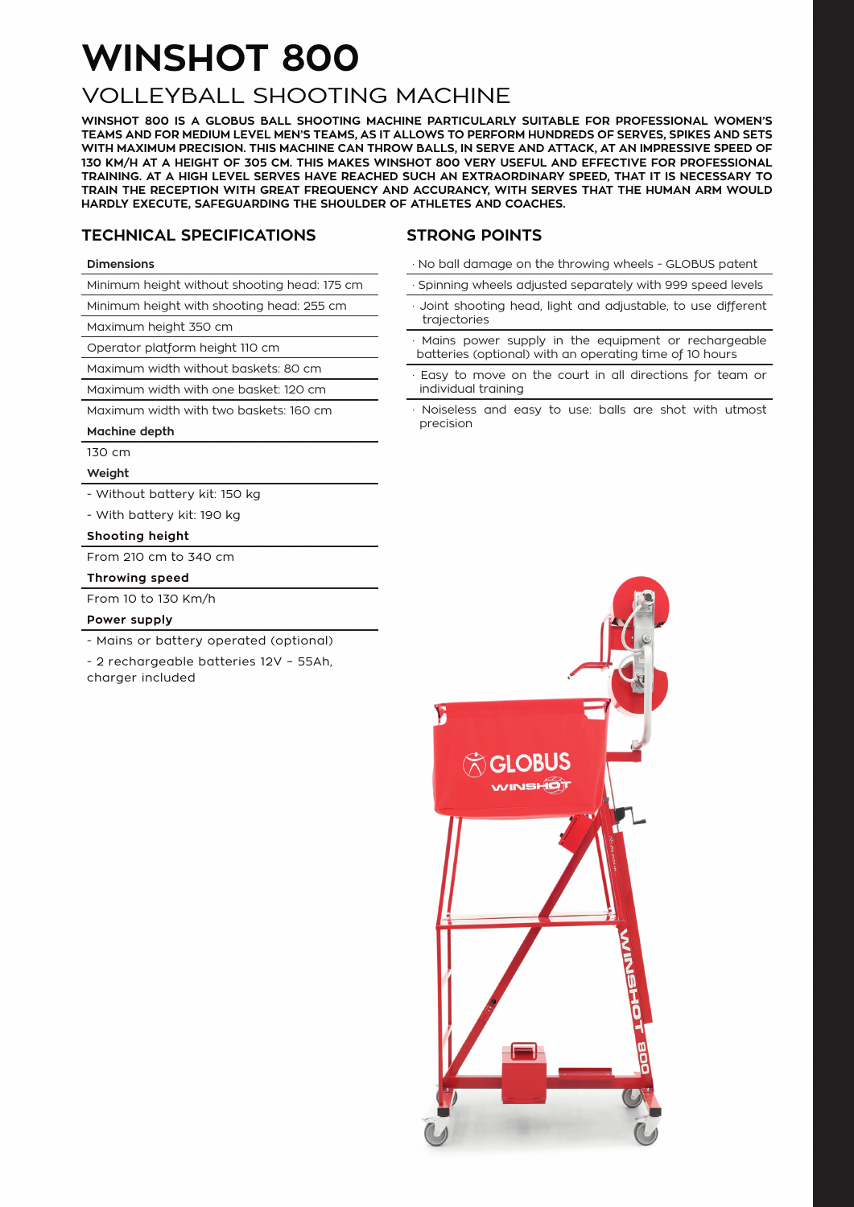# WINSHOT 800

## VOLLEYBALL SHOOTING MACHINE

**WINSHOT 800 IS A GLOBUS BALL SHOOTING MACHINE PARTICULARLY SUITABLE FOR PROFESSIONAL WOMEN'S TEAMS AND FOR MEDIUM LEVEL MEN'S TEAMS, AS IT ALLOWS TO PERFORM HUNDREDS OF SERVES, SPIKES AND SETS WITH MAXIMUM PRECISION. THIS MACHINE CAN THROW BALLS, IN SERVE AND ATTACK, AT AN IMPRESSIVE SPEED OF 130 KM/H AT A HEIGHT OF 305 CM. THIS MAKES WINSHOT 800 VERY USEFUL AND EFFECTIVE FOR PROFESSIONAL TRAINING. AT A HIGH LEVEL SERVES HAVE REACHED SUCH AN EXTRAORDINARY SPEED, THAT IT IS NECESSARY TO TRAIN THE RECEPTION WITH GREAT FREQUENCY AND ACCURANCY, WITH SERVES THAT THE HUMAN ARM WOULD HARDLY EXECUTE, SAFEGUARDING THE SHOULDER OF ATHLETES AND COACHES.**

### TECHNICAL SPECIFICATIONS

**Dimensions**

Minimum height without shooting head: 175 cm

Minimum height with shooting head: 255 cm

Maximum height 350 cm

Operator platform height 110 cm

Maximum width without baskets: 80 cm

Maximum width with one basket: 120 cm

Maximum width with two baskets: 160 cm

**Machine depth**

130 cm

**Weight**

- Without battery kit: 150 kg
- With battery kit: 190 kg

**Shooting height**

From 210 cm to 340 cm

**Throwing speed**

From 10 to 130 Km/h

**Power supply**

- Mains or battery operated (optional)
- 2 rechargeable batteries 12V – 55Ah, charger included

### STRONG POINTS

· No ball damage on the throwing wheels - GLOBUS patent

· Spinning wheels adjusted separately with 999 speed levels

· Joint shooting head, light and adjustable, to use different trajectories

· Mains power supply in the equipment or rechargeable batteries (optional) with an operating time of 10 hours

· Easy to move on the court in all directions for team or individual training

· Noiseless and easy to use: balls are shot with utmost precision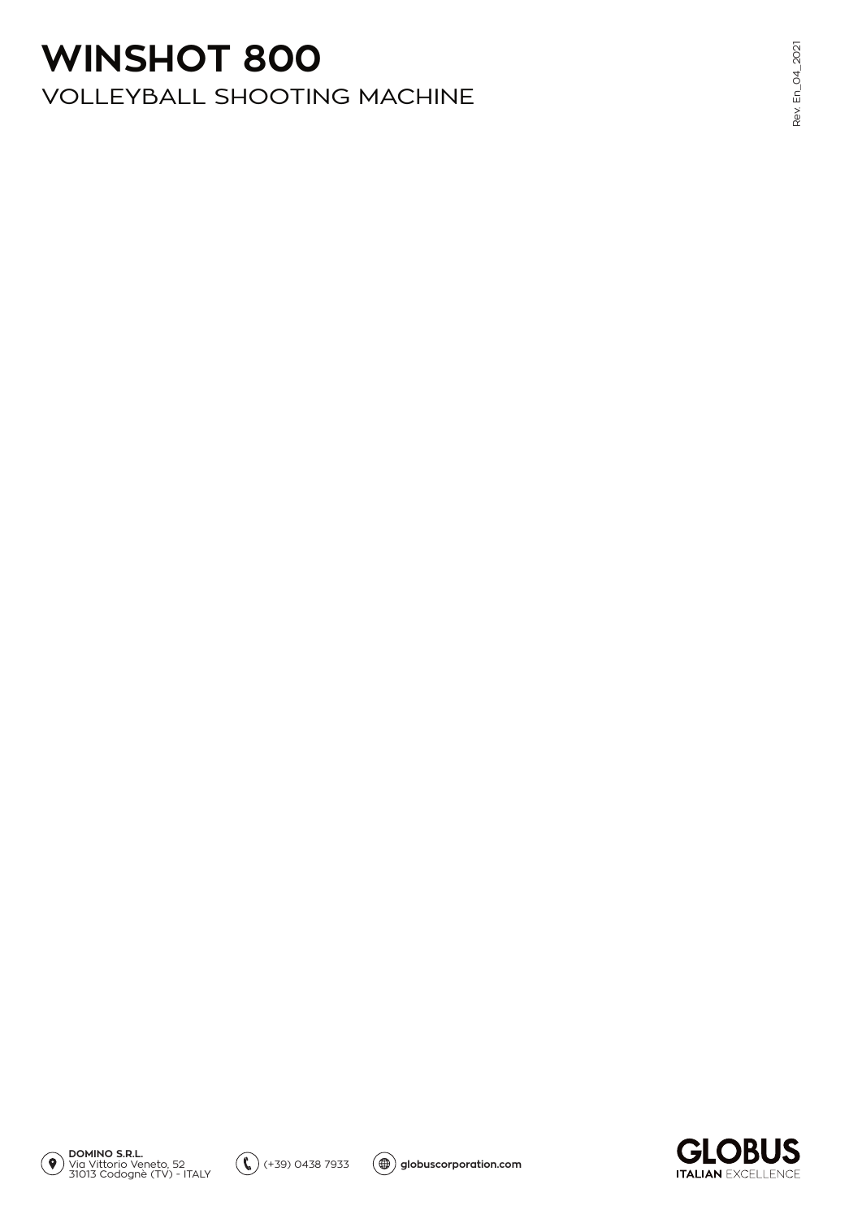# WINSHOT 800

VOLLEYBALL SHOOTING MACHINE

Rev. En_04_2021

**DOMINO S.R.L.**
Via Vittorio Veneto, 52
31013 Codognè (TV) - ITALY

(+39) 0438 7933

**globuscorporation.com**

**GLOBUS**
**ITALIAN** EXCELLENCE